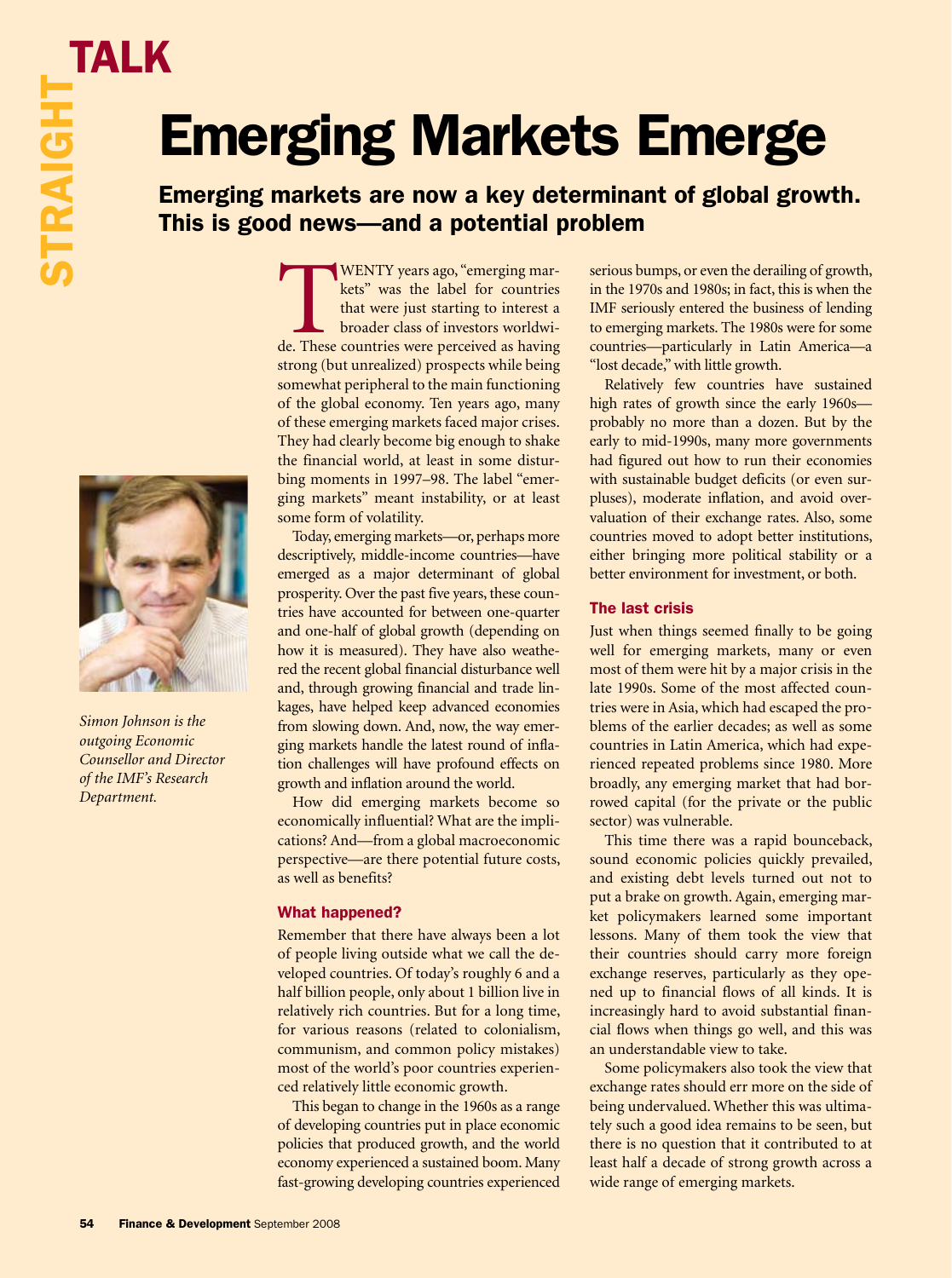STRAIGHT TALK

# Emerging Markets Emerge

## Emerging markets are now a key determinant of global growth. This is good news—and a potential problem

*Simon Johnson is the outgoing Economic Counsellor and Director of the IMF's Research Department.*

TWENTY years ago, "emerging markets" was the label for countries that were just starting to interest a broader class of investors worldwide. These countries were perceived as having strong (but unrealized) prospects while being somewhat peripheral to the main functioning of the global economy. Ten years ago, many of these emerging markets faced major crises. They had clearly become big enough to shake the financial world, at least in some disturbing moments in 1997–98. The label "emerging markets" meant instability, or at least some form of volatility.

Today, emerging markets—or, perhaps more descriptively, middle-income countries—have emerged as a major determinant of global prosperity. Over the past five years, these countries have accounted for between one-quarter and one-half of global growth (depending on how it is measured). They have also weathered the recent global financial disturbance well and, through growing financial and trade linkages, have helped keep advanced economies from slowing down. And, now, the way emerging markets handle the latest round of inflation challenges will have profound effects on growth and inflation around the world.

How did emerging markets become so economically influential? What are the implications? And—from a global macroeconomic perspective—are there potential future costs, as well as benefits?

### What happened?

Remember that there have always been a lot of people living outside what we call the developed countries. Of today's roughly 6 and a half billion people, only about 1 billion live in relatively rich countries. But for a long time, for various reasons (related to colonialism, communism, and common policy mistakes) most of the world's poor countries experienced relatively little economic growth.

This began to change in the 1960s as a range of developing countries put in place economic policies that produced growth, and the world economy experienced a sustained boom. Many fast-growing developing countries experienced serious bumps, or even the derailing of growth, in the 1970s and 1980s; in fact, this is when the IMF seriously entered the business of lending to emerging markets. The 1980s were for some countries—particularly in Latin America—a "lost decade," with little growth.

Relatively few countries have sustained high rates of growth since the early 1960s—probably no more than a dozen. But by the early to mid-1990s, many more governments had figured out how to run their economies with sustainable budget deficits (or even surpluses), moderate inflation, and avoid overvaluation of their exchange rates. Also, some countries moved to adopt better institutions, either bringing more political stability or a better environment for investment, or both.

### The last crisis

Just when things seemed finally to be going well for emerging markets, many or even most of them were hit by a major crisis in the late 1990s. Some of the most affected countries were in Asia, which had escaped the problems of the earlier decades; as well as some countries in Latin America, which had experienced repeated problems since 1980. More broadly, any emerging market that had borrowed capital (for the private or the public sector) was vulnerable.

This time there was a rapid bounceback, sound economic policies quickly prevailed, and existing debt levels turned out not to put a brake on growth. Again, emerging market policymakers learned some important lessons. Many of them took the view that their countries should carry more foreign exchange reserves, particularly as they opened up to financial flows of all kinds. It is increasingly hard to avoid substantial financial flows when things go well, and this was an understandable view to take.

Some policymakers also took the view that exchange rates should err more on the side of being undervalued. Whether this was ultimately such a good idea remains to be seen, but there is no question that it contributed to at least half a decade of strong growth across a wide range of emerging markets.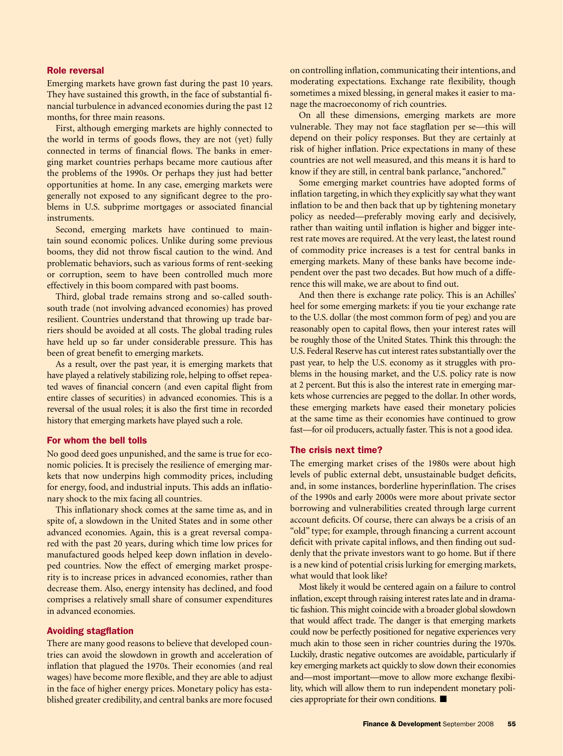## Role reversal

Emerging markets have grown fast during the past 10 years. They have sustained this growth, in the face of substantial financial turbulence in advanced economies during the past 12 months, for three main reasons.

First, although emerging markets are highly connected to the world in terms of goods flows, they are not (yet) fully connected in terms of financial flows. The banks in emerging market countries perhaps became more cautious after the problems of the 1990s. Or perhaps they just had better opportunities at home. In any case, emerging markets were generally not exposed to any significant degree to the problems in U.S. subprime mortgages or associated financial instruments.

Second, emerging markets have continued to maintain sound economic polices. Unlike during some previous booms, they did not throw fiscal caution to the wind. And problematic behaviors, such as various forms of rent-seeking or corruption, seem to have been controlled much more effectively in this boom compared with past booms.

Third, global trade remains strong and so-called south-south trade (not involving advanced economies) has proved resilient. Countries understand that throwing up trade barriers should be avoided at all costs. The global trading rules have held up so far under considerable pressure. This has been of great benefit to emerging markets.

As a result, over the past year, it is emerging markets that have played a relatively stabilizing role, helping to offset repeated waves of financial concern (and even capital flight from entire classes of securities) in advanced economies. This is a reversal of the usual roles; it is also the first time in recorded history that emerging markets have played such a role.

## For whom the bell tolls

No good deed goes unpunished, and the same is true for economic policies. It is precisely the resilience of emerging markets that now underpins high commodity prices, including for energy, food, and industrial inputs. This adds an inflationary shock to the mix facing all countries.

This inflationary shock comes at the same time as, and in spite of, a slowdown in the United States and in some other advanced economies. Again, this is a great reversal compared with the past 20 years, during which time low prices for manufactured goods helped keep down inflation in developed countries. Now the effect of emerging market prosperity is to increase prices in advanced economies, rather than decrease them. Also, energy intensity has declined, and food comprises a relatively small share of consumer expenditures in advanced economies.

## Avoiding stagflation

There are many good reasons to believe that developed countries can avoid the slowdown in growth and acceleration of inflation that plagued the 1970s. Their economies (and real wages) have become more flexible, and they are able to adjust in the face of higher energy prices. Monetary policy has established greater credibility, and central banks are more focused on controlling inflation, communicating their intentions, and moderating expectations. Exchange rate flexibility, though sometimes a mixed blessing, in general makes it easier to manage the macroeconomy of rich countries.

On all these dimensions, emerging markets are more vulnerable. They may not face stagflation per se—this will depend on their policy responses. But they are certainly at risk of higher inflation. Price expectations in many of these countries are not well measured, and this means it is hard to know if they are still, in central bank parlance, "anchored."

Some emerging market countries have adopted forms of inflation targeting, in which they explicitly say what they want inflation to be and then back that up by tightening monetary policy as needed—preferably moving early and decisively, rather than waiting until inflation is higher and bigger interest rate moves are required. At the very least, the latest round of commodity price increases is a test for central banks in emerging markets. Many of these banks have become independent over the past two decades. But how much of a difference this will make, we are about to find out.

And then there is exchange rate policy. This is an Achilles' heel for some emerging markets: if you tie your exchange rate to the U.S. dollar (the most common form of peg) and you are reasonably open to capital flows, then your interest rates will be roughly those of the United States. Think this through: the U.S. Federal Reserve has cut interest rates substantially over the past year, to help the U.S. economy as it struggles with problems in the housing market, and the U.S. policy rate is now at 2 percent. But this is also the interest rate in emerging markets whose currencies are pegged to the dollar. In other words, these emerging markets have eased their monetary policies at the same time as their economies have continued to grow fast—for oil producers, actually faster. This is not a good idea.

## The crisis next time?

The emerging market crises of the 1980s were about high levels of public external debt, unsustainable budget deficits, and, in some instances, borderline hyperinflation. The crises of the 1990s and early 2000s were more about private sector borrowing and vulnerabilities created through large current account deficits. Of course, there can always be a crisis of an "old" type; for example, through financing a current account deficit with private capital inflows, and then finding out suddenly that the private investors want to go home. But if there is a new kind of potential crisis lurking for emerging markets, what would that look like?

Most likely it would be centered again on a failure to control inflation, except through raising interest rates late and in dramatic fashion. This might coincide with a broader global slowdown that would affect trade. The danger is that emerging markets could now be perfectly positioned for negative experiences very much akin to those seen in richer countries during the 1970s. Luckily, drastic negative outcomes are avoidable, particularly if key emerging markets act quickly to slow down their economies and—most important—move to allow more exchange flexibility, which will allow them to run independent monetary policies appropriate for their own conditions. ■